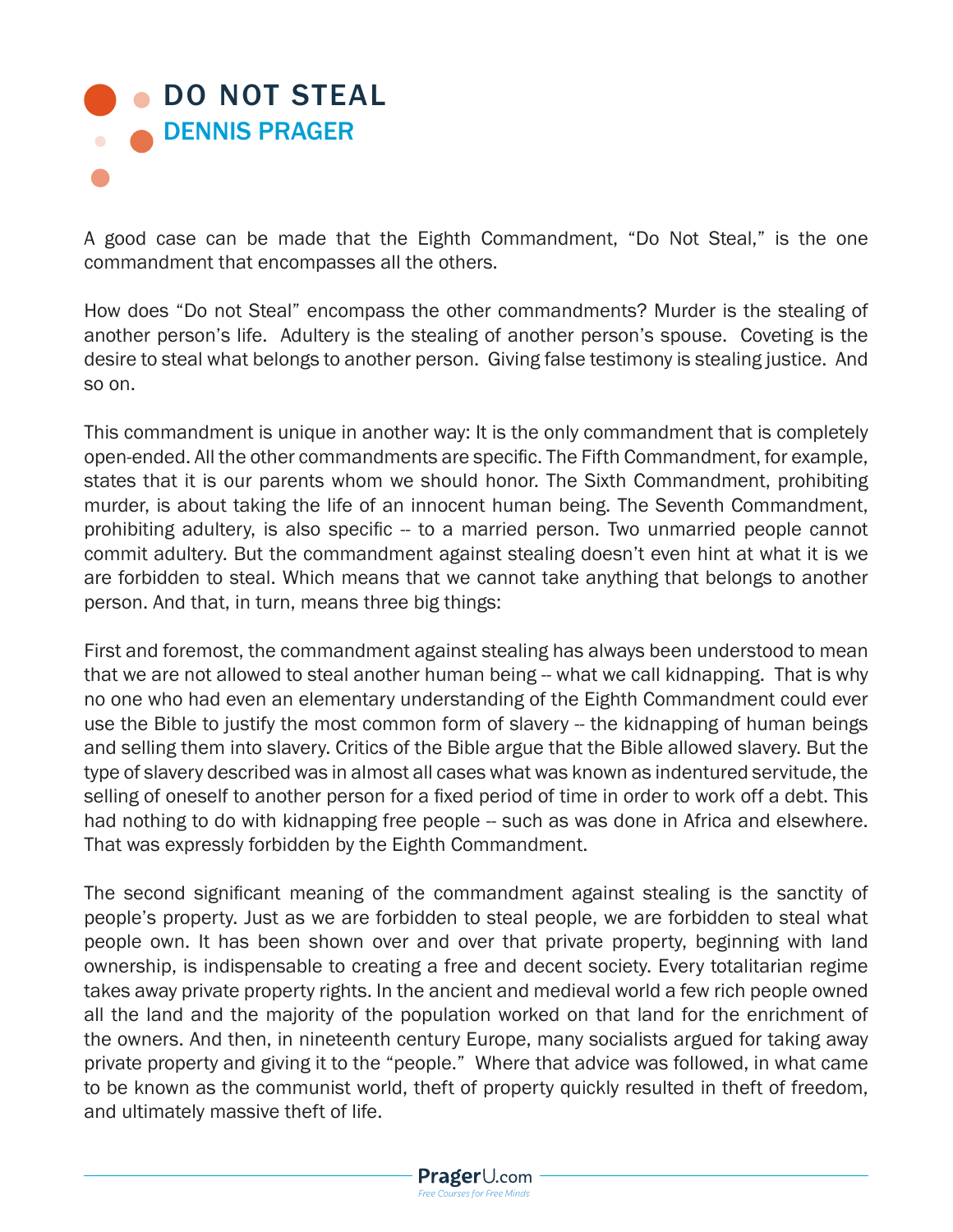# DO NOT STEAL

## DENNIS PRAGER

A good case can be made that the Eighth Commandment, “Do Not Steal,” is the one commandment that encompasses all the others.

How does “Do not Steal” encompass the other commandments? Murder is the stealing of another person’s life. Adultery is the stealing of another person’s spouse. Coveting is the desire to steal what belongs to another person. Giving false testimony is stealing justice. And so on.

This commandment is unique in another way: It is the only commandment that is completely open-ended. All the other commandments are specific. The Fifth Commandment, for example, states that it is our parents whom we should honor. The Sixth Commandment, prohibiting murder, is about taking the life of an innocent human being. The Seventh Commandment, prohibiting adultery, is also specific -- to a married person. Two unmarried people cannot commit adultery. But the commandment against stealing doesn’t even hint at what it is we are forbidden to steal. Which means that we cannot take anything that belongs to another person. And that, in turn, means three big things:

First and foremost, the commandment against stealing has always been understood to mean that we are not allowed to steal another human being -- what we call kidnapping. That is why no one who had even an elementary understanding of the Eighth Commandment could ever use the Bible to justify the most common form of slavery -- the kidnapping of human beings and selling them into slavery. Critics of the Bible argue that the Bible allowed slavery. But the type of slavery described was in almost all cases what was known as indentured servitude, the selling of oneself to another person for a fixed period of time in order to work off a debt. This had nothing to do with kidnapping free people -- such as was done in Africa and elsewhere. That was expressly forbidden by the Eighth Commandment.

The second significant meaning of the commandment against stealing is the sanctity of people’s property. Just as we are forbidden to steal people, we are forbidden to steal what people own. It has been shown over and over that private property, beginning with land ownership, is indispensable to creating a free and decent society. Every totalitarian regime takes away private property rights. In the ancient and medieval world a few rich people owned all the land and the majority of the population worked on that land for the enrichment of the owners. And then, in nineteenth century Europe, many socialists argued for taking away private property and giving it to the “people.” Where that advice was followed, in what came to be known as the communist world, theft of property quickly resulted in theft of freedom, and ultimately massive theft of life.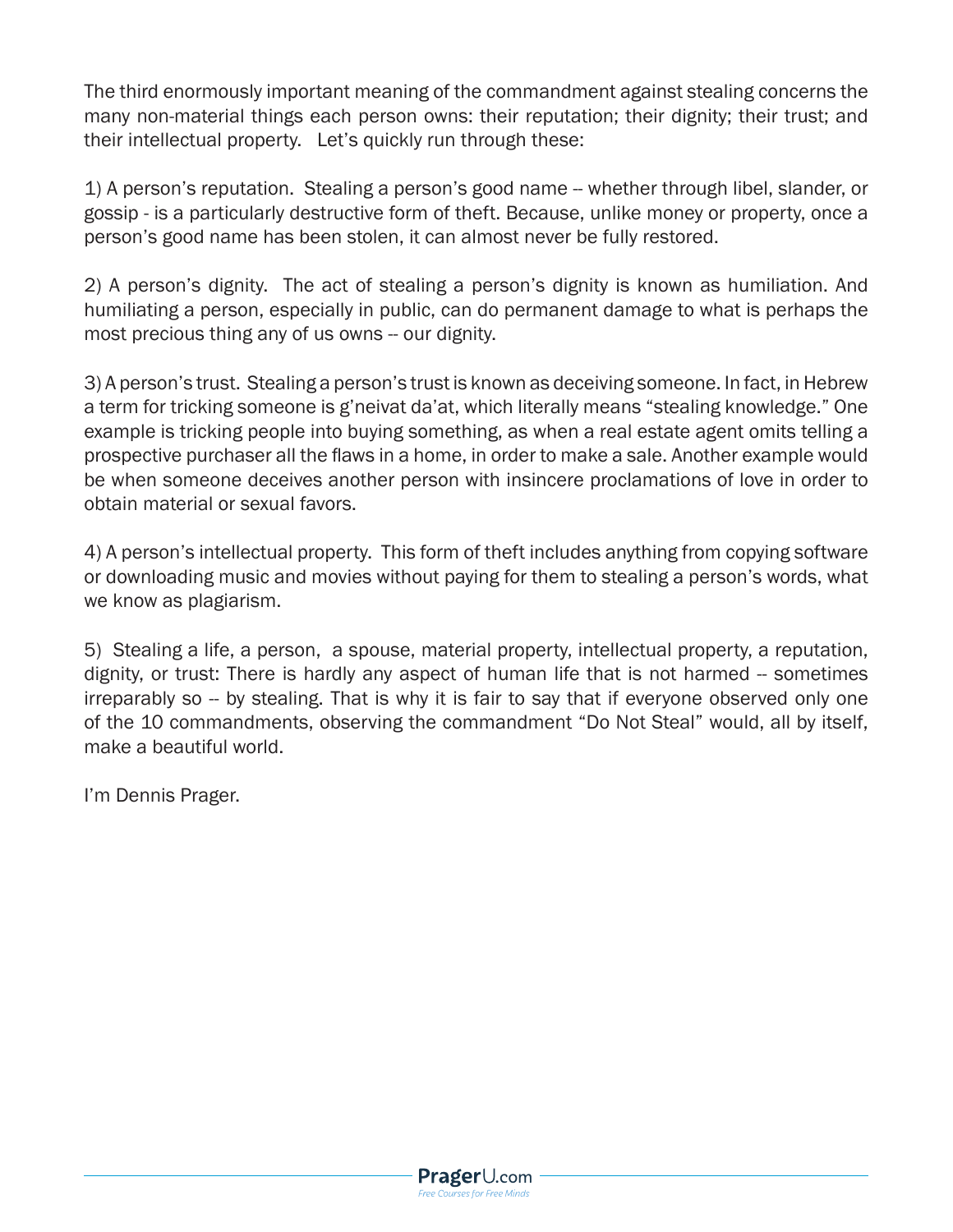The third enormously important meaning of the commandment against stealing concerns the many non-material things each person owns: their reputation; their dignity; their trust; and their intellectual property. Let's quickly run through these:

1) A person's reputation. Stealing a person's good name -- whether through libel, slander, or gossip - is a particularly destructive form of theft. Because, unlike money or property, once a person's good name has been stolen, it can almost never be fully restored.

2) A person's dignity. The act of stealing a person's dignity is known as humiliation. And humiliating a person, especially in public, can do permanent damage to what is perhaps the most precious thing any of us owns -- our dignity.

3) A person's trust. Stealing a person's trust is known as deceiving someone. In fact, in Hebrew a term for tricking someone is g'neivat da'at, which literally means "stealing knowledge." One example is tricking people into buying something, as when a real estate agent omits telling a prospective purchaser all the flaws in a home, in order to make a sale. Another example would be when someone deceives another person with insincere proclamations of love in order to obtain material or sexual favors.

4) A person's intellectual property. This form of theft includes anything from copying software or downloading music and movies without paying for them to stealing a person's words, what we know as plagiarism.

5) Stealing a life, a person, a spouse, material property, intellectual property, a reputation, dignity, or trust: There is hardly any aspect of human life that is not harmed -- sometimes irreparably so -- by stealing. That is why it is fair to say that if everyone observed only one of the 10 commandments, observing the commandment "Do Not Steal" would, all by itself, make a beautiful world.

I'm Dennis Prager.